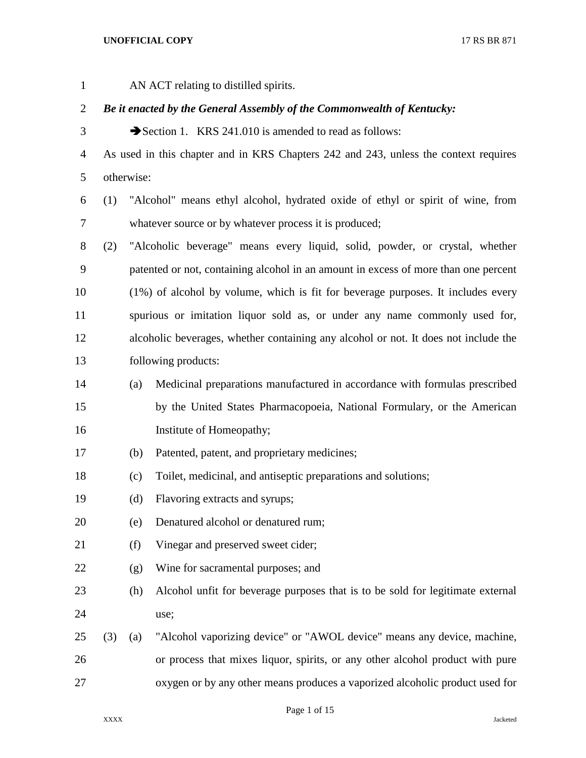AN ACT relating to distilled spirits.

***Be it enacted by the General Assembly of the Commonwealth of Kentucky:***

➔Section 1. KRS 241.010 is amended to read as follows:

As used in this chapter and in KRS Chapters 242 and 243, unless the context requires otherwise:

(1) "Alcohol" means ethyl alcohol, hydrated oxide of ethyl or spirit of wine, from whatever source or by whatever process it is produced;

(2) "Alcoholic beverage" means every liquid, solid, powder, or crystal, whether patented or not, containing alcohol in an amount in excess of more than one percent (1%) of alcohol by volume, which is fit for beverage purposes. It includes every spurious or imitation liquor sold as, or under any name commonly used for, alcoholic beverages, whether containing any alcohol or not. It does not include the following products:

   (a) Medicinal preparations manufactured in accordance with formulas prescribed by the United States Pharmacopoeia, National Formulary, or the American Institute of Homeopathy;

   (b) Patented, patent, and proprietary medicines;

   (c) Toilet, medicinal, and antiseptic preparations and solutions;

   (d) Flavoring extracts and syrups;

   (e) Denatured alcohol or denatured rum;

   (f) Vinegar and preserved sweet cider;

   (g) Wine for sacramental purposes; and

   (h) Alcohol unfit for beverage purposes that is to be sold for legitimate external use;

(3) (a) "Alcohol vaporizing device" or "AWOL device" means any device, machine, or process that mixes liquor, spirits, or any other alcohol product with pure oxygen or by any other means produces a vaporized alcoholic product used for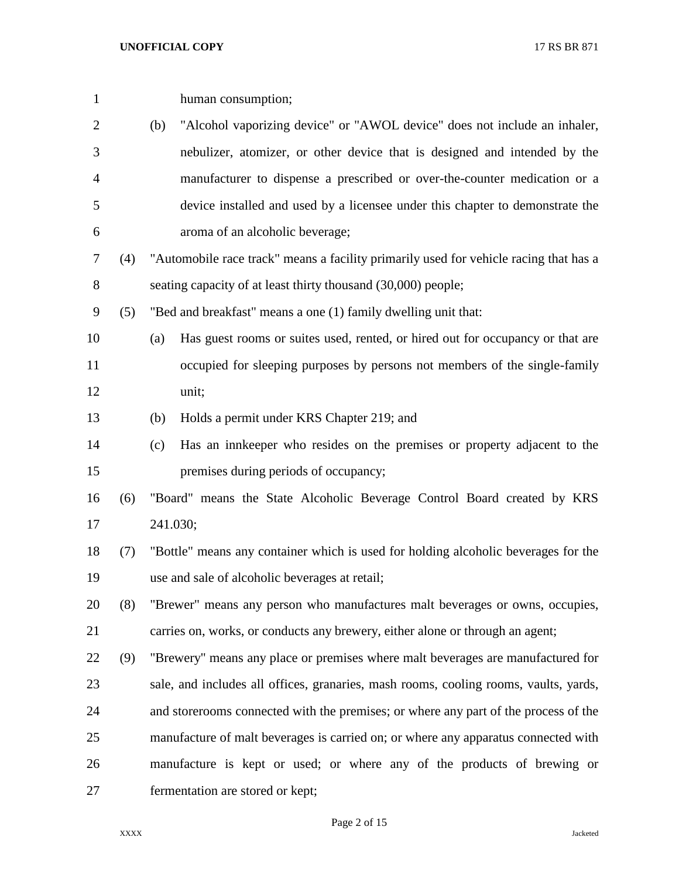human consumption;

(b) "Alcohol vaporizing device" or "AWOL device" does not include an inhaler, nebulizer, atomizer, or other device that is designed and intended by the manufacturer to dispense a prescribed or over-the-counter medication or a device installed and used by a licensee under this chapter to demonstrate the aroma of an alcoholic beverage;

(4) "Automobile race track" means a facility primarily used for vehicle racing that has a seating capacity of at least thirty thousand (30,000) people;

(5) "Bed and breakfast" means a one (1) family dwelling unit that:

(a) Has guest rooms or suites used, rented, or hired out for occupancy or that are occupied for sleeping purposes by persons not members of the single-family unit;

(b) Holds a permit under KRS Chapter 219; and

(c) Has an innkeeper who resides on the premises or property adjacent to the premises during periods of occupancy;

(6) "Board" means the State Alcoholic Beverage Control Board created by KRS 241.030;

(7) "Bottle" means any container which is used for holding alcoholic beverages for the use and sale of alcoholic beverages at retail;

(8) "Brewer" means any person who manufactures malt beverages or owns, occupies, carries on, works, or conducts any brewery, either alone or through an agent;

(9) "Brewery" means any place or premises where malt beverages are manufactured for sale, and includes all offices, granaries, mash rooms, cooling rooms, vaults, yards, and storerooms connected with the premises; or where any part of the process of the manufacture of malt beverages is carried on; or where any apparatus connected with manufacture is kept or used; or where any of the products of brewing or fermentation are stored or kept;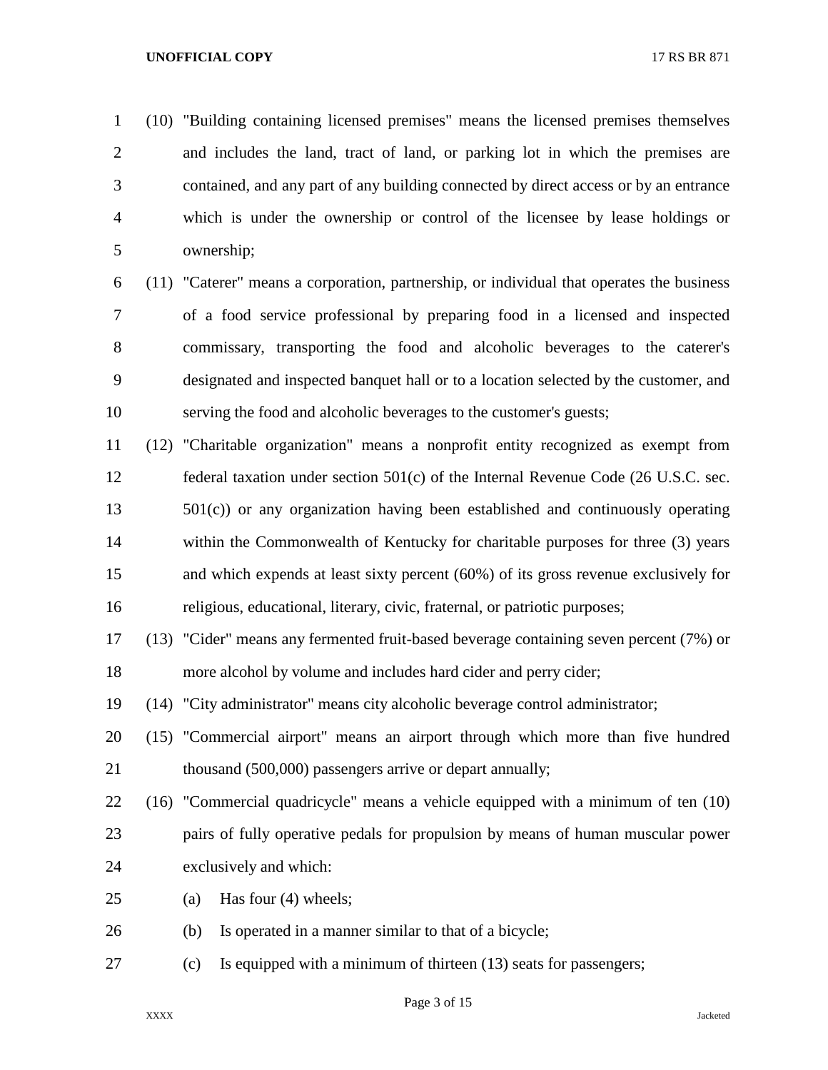(10) "Building containing licensed premises" means the licensed premises themselves and includes the land, tract of land, or parking lot in which the premises are contained, and any part of any building connected by direct access or by an entrance which is under the ownership or control of the licensee by lease holdings or ownership;

(11) "Caterer" means a corporation, partnership, or individual that operates the business of a food service professional by preparing food in a licensed and inspected commissary, transporting the food and alcoholic beverages to the caterer's designated and inspected banquet hall or to a location selected by the customer, and serving the food and alcoholic beverages to the customer's guests;

(12) "Charitable organization" means a nonprofit entity recognized as exempt from federal taxation under section 501(c) of the Internal Revenue Code (26 U.S.C. sec. 501(c)) or any organization having been established and continuously operating within the Commonwealth of Kentucky for charitable purposes for three (3) years and which expends at least sixty percent (60%) of its gross revenue exclusively for religious, educational, literary, civic, fraternal, or patriotic purposes;

(13) "Cider" means any fermented fruit-based beverage containing seven percent (7%) or more alcohol by volume and includes hard cider and perry cider;

(14) "City administrator" means city alcoholic beverage control administrator;

(15) "Commercial airport" means an airport through which more than five hundred thousand (500,000) passengers arrive or depart annually;

(16) "Commercial quadricycle" means a vehicle equipped with a minimum of ten (10) pairs of fully operative pedals for propulsion by means of human muscular power exclusively and which:

(a) Has four (4) wheels;

(b) Is operated in a manner similar to that of a bicycle;

(c) Is equipped with a minimum of thirteen (13) seats for passengers;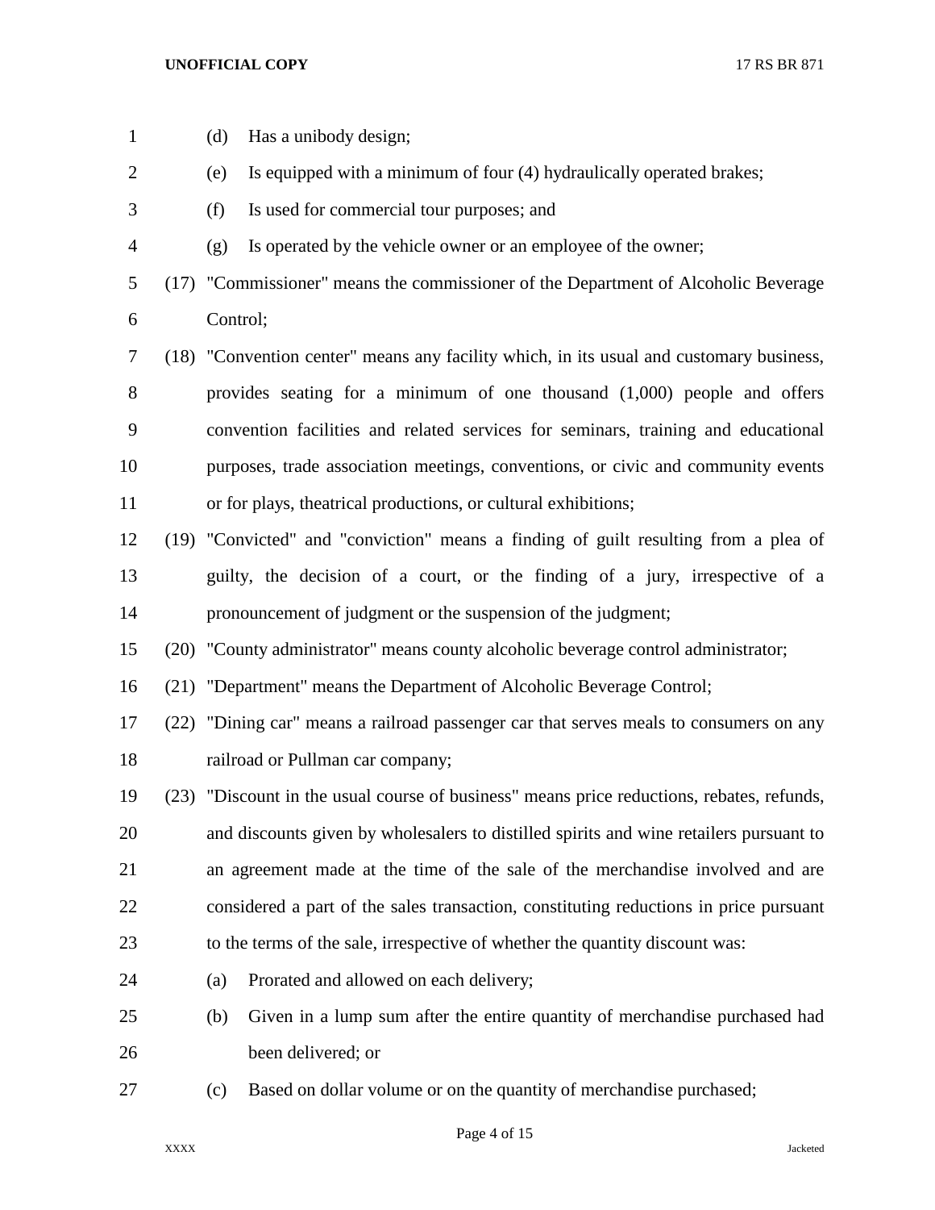(d) Has a unibody design;

(e) Is equipped with a minimum of four (4) hydraulically operated brakes;

(f) Is used for commercial tour purposes; and

(g) Is operated by the vehicle owner or an employee of the owner;

(17) "Commissioner" means the commissioner of the Department of Alcoholic Beverage Control;

(18) "Convention center" means any facility which, in its usual and customary business, provides seating for a minimum of one thousand (1,000) people and offers convention facilities and related services for seminars, training and educational purposes, trade association meetings, conventions, or civic and community events or for plays, theatrical productions, or cultural exhibitions;

(19) "Convicted" and "conviction" means a finding of guilt resulting from a plea of guilty, the decision of a court, or the finding of a jury, irrespective of a pronouncement of judgment or the suspension of the judgment;

(20) "County administrator" means county alcoholic beverage control administrator;

(21) "Department" means the Department of Alcoholic Beverage Control;

(22) "Dining car" means a railroad passenger car that serves meals to consumers on any railroad or Pullman car company;

(23) "Discount in the usual course of business" means price reductions, rebates, refunds, and discounts given by wholesalers to distilled spirits and wine retailers pursuant to an agreement made at the time of the sale of the merchandise involved and are considered a part of the sales transaction, constituting reductions in price pursuant to the terms of the sale, irrespective of whether the quantity discount was:

(a) Prorated and allowed on each delivery;

(b) Given in a lump sum after the entire quantity of merchandise purchased had been delivered; or

(c) Based on dollar volume or on the quantity of merchandise purchased;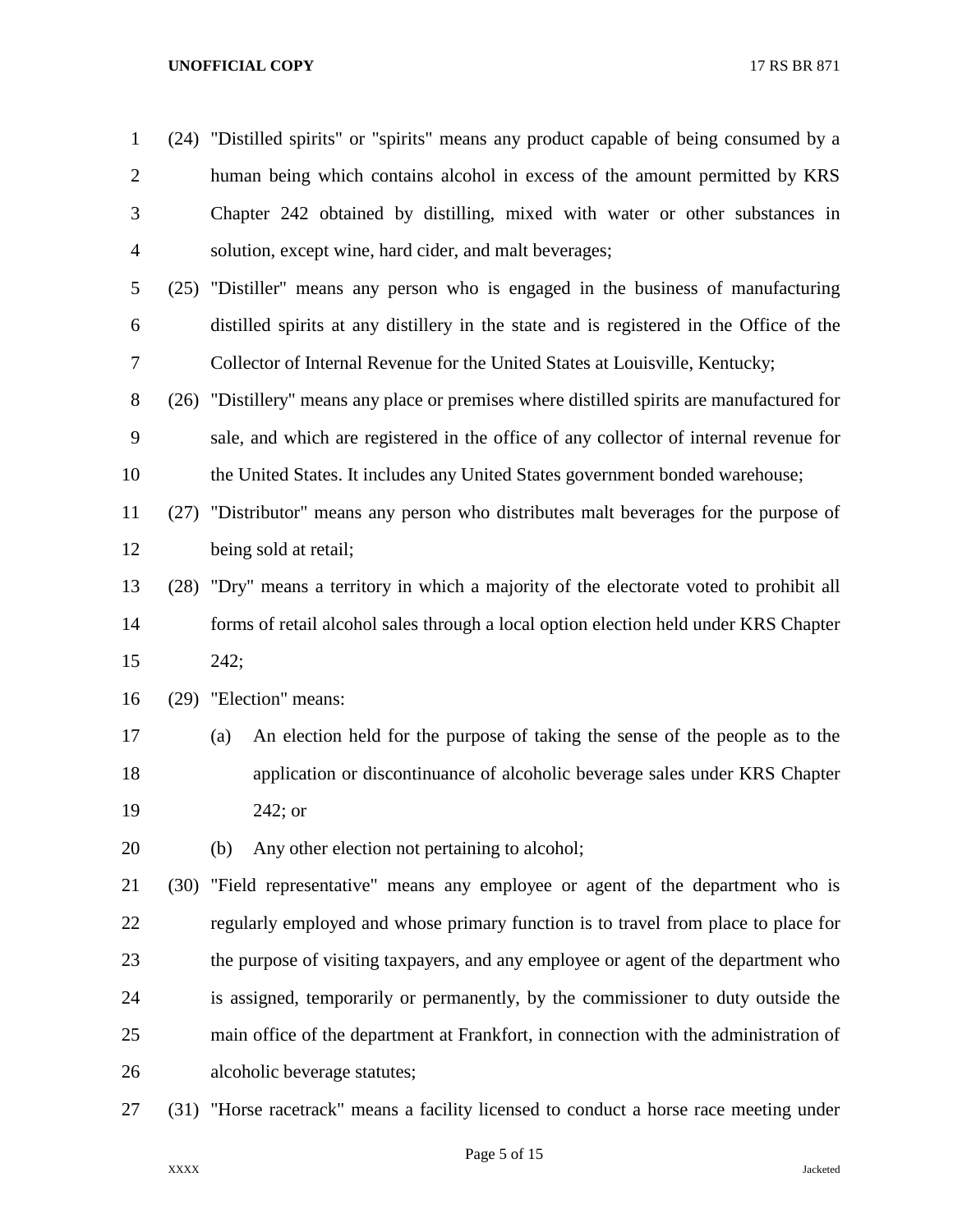(24) "Distilled spirits" or "spirits" means any product capable of being consumed by a human being which contains alcohol in excess of the amount permitted by KRS Chapter 242 obtained by distilling, mixed with water or other substances in solution, except wine, hard cider, and malt beverages;

(25) "Distiller" means any person who is engaged in the business of manufacturing distilled spirits at any distillery in the state and is registered in the Office of the Collector of Internal Revenue for the United States at Louisville, Kentucky;

(26) "Distillery" means any place or premises where distilled spirits are manufactured for sale, and which are registered in the office of any collector of internal revenue for the United States. It includes any United States government bonded warehouse;

(27) "Distributor" means any person who distributes malt beverages for the purpose of being sold at retail;

(28) "Dry" means a territory in which a majority of the electorate voted to prohibit all forms of retail alcohol sales through a local option election held under KRS Chapter 242;

(29) "Election" means:

(a) An election held for the purpose of taking the sense of the people as to the application or discontinuance of alcoholic beverage sales under KRS Chapter 242; or

(b) Any other election not pertaining to alcohol;

(30) "Field representative" means any employee or agent of the department who is regularly employed and whose primary function is to travel from place to place for the purpose of visiting taxpayers, and any employee or agent of the department who is assigned, temporarily or permanently, by the commissioner to duty outside the main office of the department at Frankfort, in connection with the administration of alcoholic beverage statutes;

(31) "Horse racetrack" means a facility licensed to conduct a horse race meeting under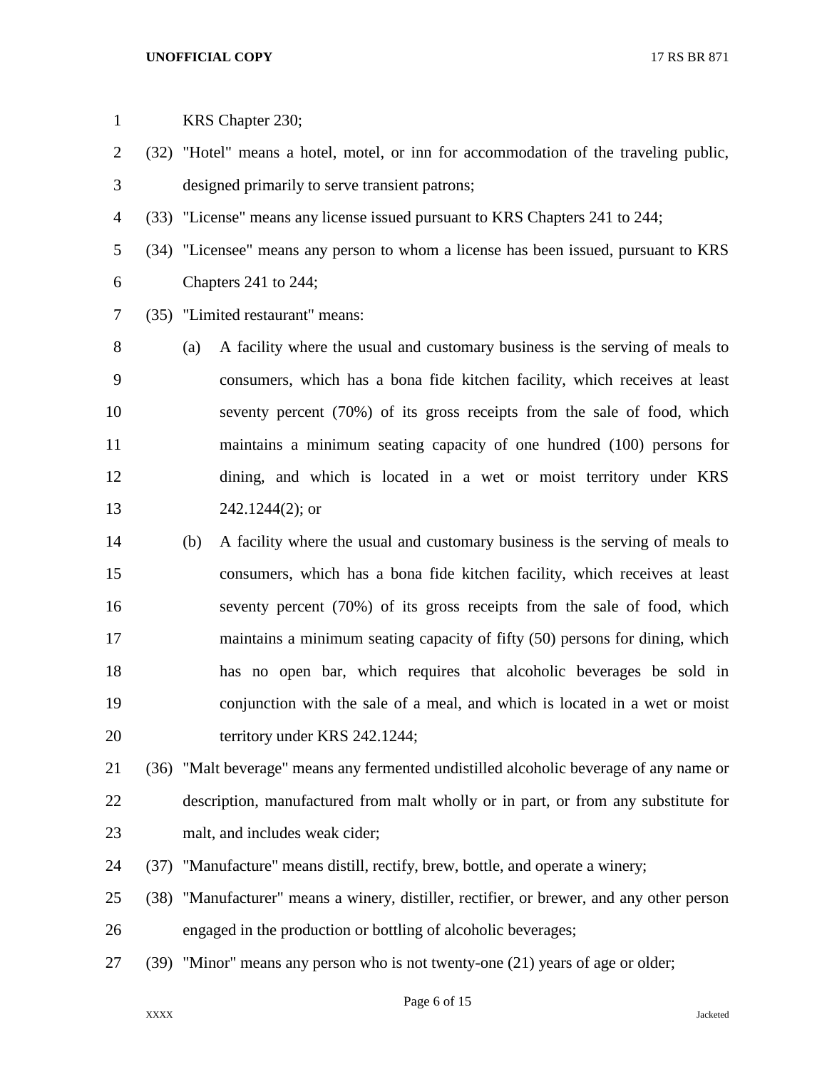KRS Chapter 230;

(32) "Hotel" means a hotel, motel, or inn for accommodation of the traveling public, designed primarily to serve transient patrons;

(33) "License" means any license issued pursuant to KRS Chapters 241 to 244;

(34) "Licensee" means any person to whom a license has been issued, pursuant to KRS Chapters 241 to 244;

(35) "Limited restaurant" means:

(a) A facility where the usual and customary business is the serving of meals to consumers, which has a bona fide kitchen facility, which receives at least seventy percent (70%) of its gross receipts from the sale of food, which maintains a minimum seating capacity of one hundred (100) persons for dining, and which is located in a wet or moist territory under KRS 242.1244(2); or

(b) A facility where the usual and customary business is the serving of meals to consumers, which has a bona fide kitchen facility, which receives at least seventy percent (70%) of its gross receipts from the sale of food, which maintains a minimum seating capacity of fifty (50) persons for dining, which has no open bar, which requires that alcoholic beverages be sold in conjunction with the sale of a meal, and which is located in a wet or moist territory under KRS 242.1244;

(36) "Malt beverage" means any fermented undistilled alcoholic beverage of any name or description, manufactured from malt wholly or in part, or from any substitute for malt, and includes weak cider;

(37) "Manufacture" means distill, rectify, brew, bottle, and operate a winery;

(38) "Manufacturer" means a winery, distiller, rectifier, or brewer, and any other person engaged in the production or bottling of alcoholic beverages;

(39) "Minor" means any person who is not twenty-one (21) years of age or older;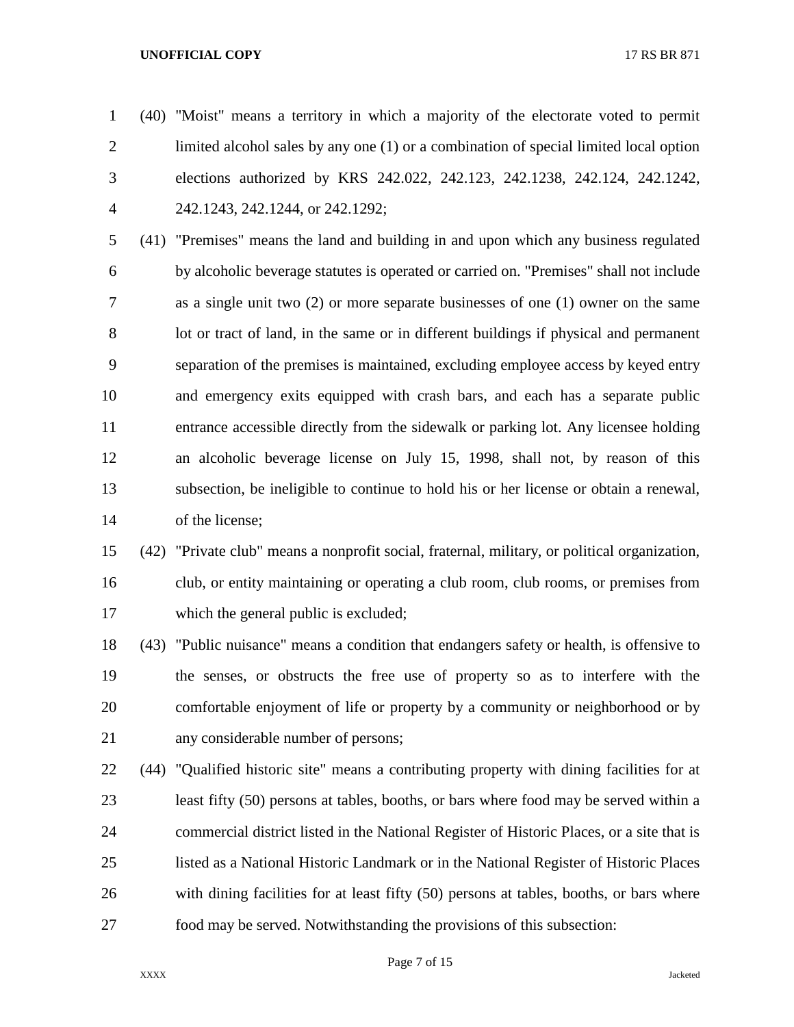(40) "Moist" means a territory in which a majority of the electorate voted to permit limited alcohol sales by any one (1) or a combination of special limited local option elections authorized by KRS 242.022, 242.123, 242.1238, 242.124, 242.1242, 242.1243, 242.1244, or 242.1292;

(41) "Premises" means the land and building in and upon which any business regulated by alcoholic beverage statutes is operated or carried on. "Premises" shall not include as a single unit two (2) or more separate businesses of one (1) owner on the same lot or tract of land, in the same or in different buildings if physical and permanent separation of the premises is maintained, excluding employee access by keyed entry and emergency exits equipped with crash bars, and each has a separate public entrance accessible directly from the sidewalk or parking lot. Any licensee holding an alcoholic beverage license on July 15, 1998, shall not, by reason of this subsection, be ineligible to continue to hold his or her license or obtain a renewal, of the license;

(42) "Private club" means a nonprofit social, fraternal, military, or political organization, club, or entity maintaining or operating a club room, club rooms, or premises from which the general public is excluded;

(43) "Public nuisance" means a condition that endangers safety or health, is offensive to the senses, or obstructs the free use of property so as to interfere with the comfortable enjoyment of life or property by a community or neighborhood or by any considerable number of persons;

(44) "Qualified historic site" means a contributing property with dining facilities for at least fifty (50) persons at tables, booths, or bars where food may be served within a commercial district listed in the National Register of Historic Places, or a site that is listed as a National Historic Landmark or in the National Register of Historic Places with dining facilities for at least fifty (50) persons at tables, booths, or bars where food may be served. Notwithstanding the provisions of this subsection: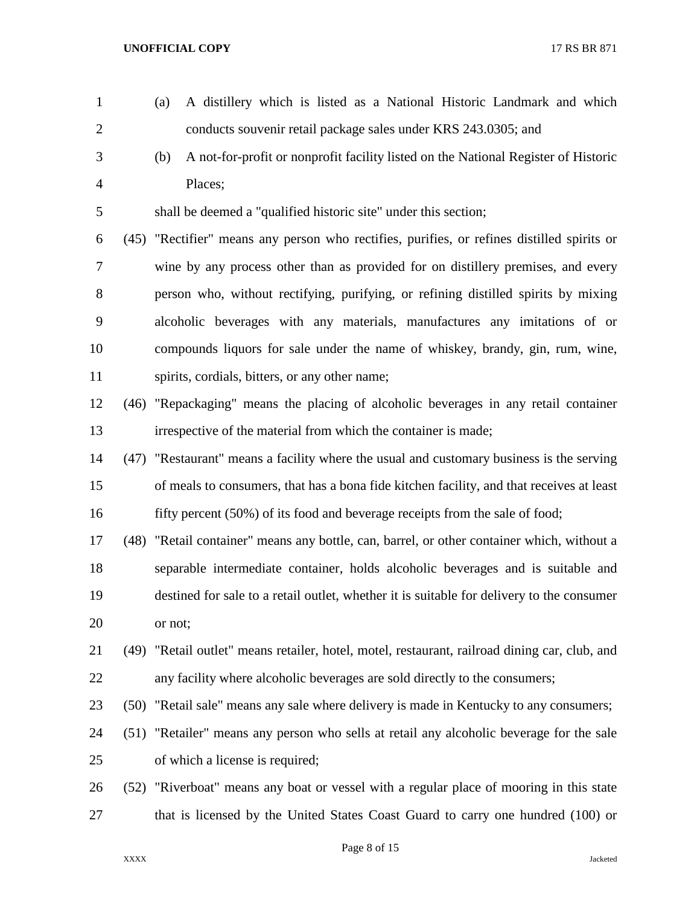(a) A distillery which is listed as a National Historic Landmark and which conducts souvenir retail package sales under KRS 243.0305; and

(b) A not-for-profit or nonprofit facility listed on the National Register of Historic Places;

shall be deemed a "qualified historic site" under this section;

(45) "Rectifier" means any person who rectifies, purifies, or refines distilled spirits or wine by any process other than as provided for on distillery premises, and every person who, without rectifying, purifying, or refining distilled spirits by mixing alcoholic beverages with any materials, manufactures any imitations of or compounds liquors for sale under the name of whiskey, brandy, gin, rum, wine, spirits, cordials, bitters, or any other name;

(46) "Repackaging" means the placing of alcoholic beverages in any retail container irrespective of the material from which the container is made;

(47) "Restaurant" means a facility where the usual and customary business is the serving of meals to consumers, that has a bona fide kitchen facility, and that receives at least fifty percent (50%) of its food and beverage receipts from the sale of food;

(48) "Retail container" means any bottle, can, barrel, or other container which, without a separable intermediate container, holds alcoholic beverages and is suitable and destined for sale to a retail outlet, whether it is suitable for delivery to the consumer or not;

(49) "Retail outlet" means retailer, hotel, motel, restaurant, railroad dining car, club, and any facility where alcoholic beverages are sold directly to the consumers;

(50) "Retail sale" means any sale where delivery is made in Kentucky to any consumers;

(51) "Retailer" means any person who sells at retail any alcoholic beverage for the sale of which a license is required;

(52) "Riverboat" means any boat or vessel with a regular place of mooring in this state that is licensed by the United States Coast Guard to carry one hundred (100) or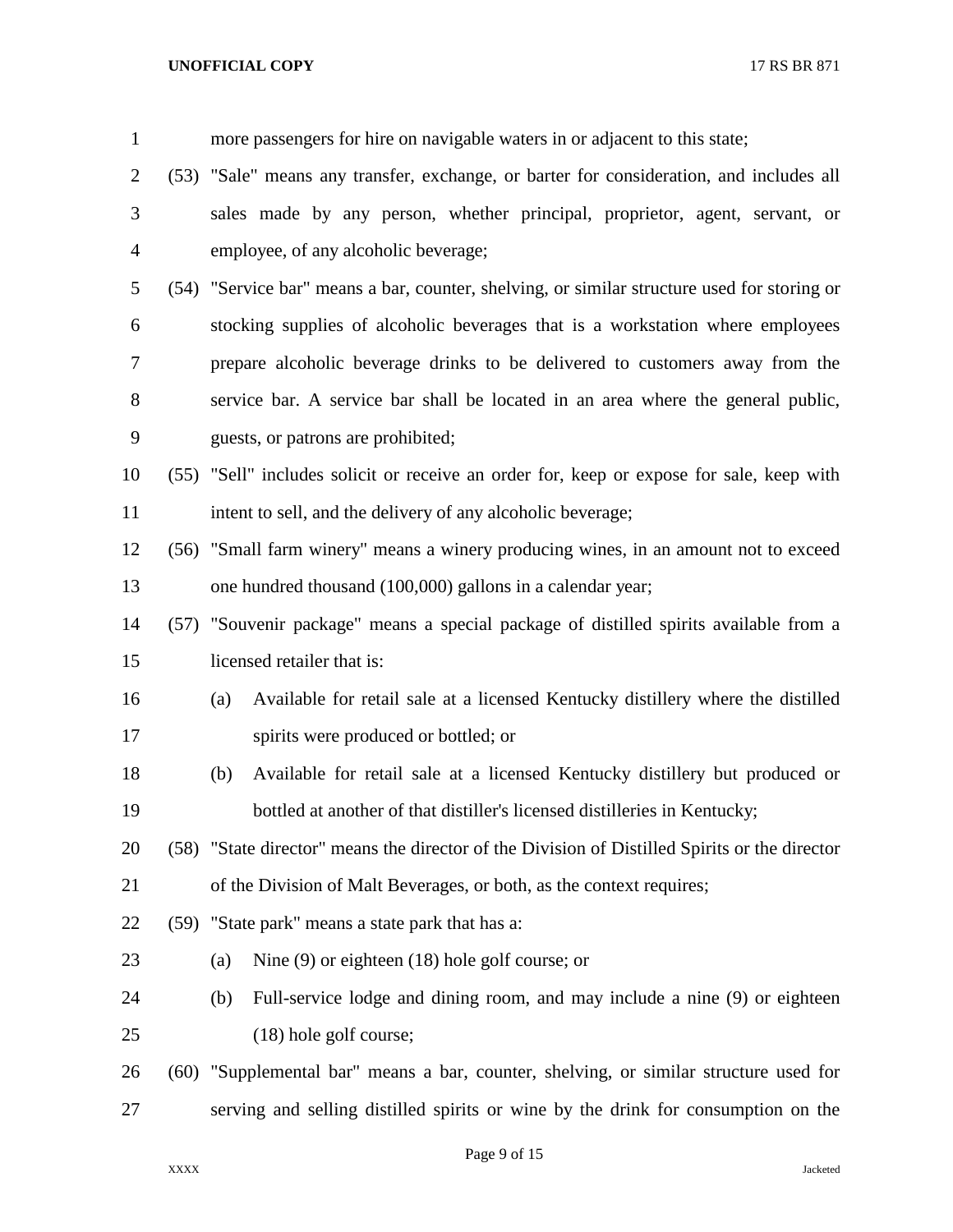more passengers for hire on navigable waters in or adjacent to this state;

(53) "Sale" means any transfer, exchange, or barter for consideration, and includes all sales made by any person, whether principal, proprietor, agent, servant, or employee, of any alcoholic beverage;

(54) "Service bar" means a bar, counter, shelving, or similar structure used for storing or stocking supplies of alcoholic beverages that is a workstation where employees prepare alcoholic beverage drinks to be delivered to customers away from the service bar. A service bar shall be located in an area where the general public, guests, or patrons are prohibited;

(55) "Sell" includes solicit or receive an order for, keep or expose for sale, keep with intent to sell, and the delivery of any alcoholic beverage;

(56) "Small farm winery" means a winery producing wines, in an amount not to exceed one hundred thousand (100,000) gallons in a calendar year;

(57) "Souvenir package" means a special package of distilled spirits available from a licensed retailer that is:

(a) Available for retail sale at a licensed Kentucky distillery where the distilled spirits were produced or bottled; or

(b) Available for retail sale at a licensed Kentucky distillery but produced or bottled at another of that distiller's licensed distilleries in Kentucky;

(58) "State director" means the director of the Division of Distilled Spirits or the director of the Division of Malt Beverages, or both, as the context requires;

(59) "State park" means a state park that has a:

(a) Nine (9) or eighteen (18) hole golf course; or

(b) Full-service lodge and dining room, and may include a nine (9) or eighteen (18) hole golf course;

(60) "Supplemental bar" means a bar, counter, shelving, or similar structure used for serving and selling distilled spirits or wine by the drink for consumption on the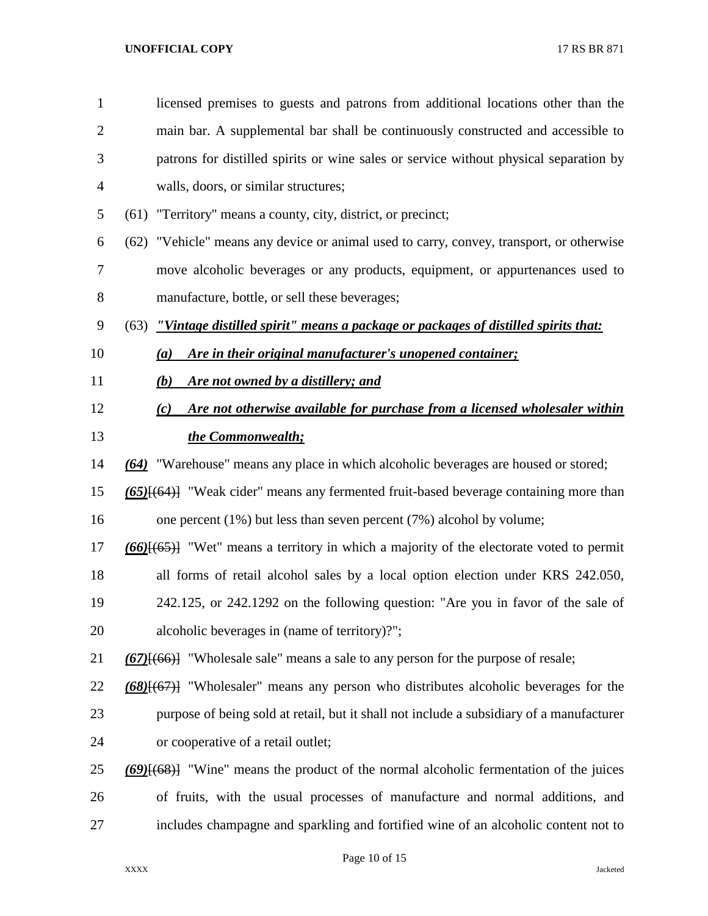licensed premises to guests and patrons from additional locations other than the main bar. A supplemental bar shall be continuously constructed and accessible to patrons for distilled spirits or wine sales or service without physical separation by walls, doors, or similar structures;

(61) "Territory" means a county, city, district, or precinct;

(62) "Vehicle" means any device or animal used to carry, convey, transport, or otherwise move alcoholic beverages or any products, equipment, or appurtenances used to manufacture, bottle, or sell these beverages;

(63) ***"Vintage distilled spirit" means a package or packages of distilled spirits that:***

***(a) Are in their original manufacturer's unopened container;***

***(b) Are not owned by a distillery; and***

***(c) Are not otherwise available for purchase from a licensed wholesaler within the Commonwealth;***

***(64)*** "Warehouse" means any place in which alcoholic beverages are housed or stored;

***(65)***[~~(64)~~] "Weak cider" means any fermented fruit-based beverage containing more than one percent (1%) but less than seven percent (7%) alcohol by volume;

***(66)***[~~(65)~~] "Wet" means a territory in which a majority of the electorate voted to permit all forms of retail alcohol sales by a local option election under KRS 242.050, 242.125, or 242.1292 on the following question: "Are you in favor of the sale of alcoholic beverages in (name of territory)?";

***(67)***[~~(66)~~] "Wholesale sale" means a sale to any person for the purpose of resale;

***(68)***[~~(67)~~] "Wholesaler" means any person who distributes alcoholic beverages for the purpose of being sold at retail, but it shall not include a subsidiary of a manufacturer or cooperative of a retail outlet;

***(69)***[~~(68)~~] "Wine" means the product of the normal alcoholic fermentation of the juices of fruits, with the usual processes of manufacture and normal additions, and includes champagne and sparkling and fortified wine of an alcoholic content not to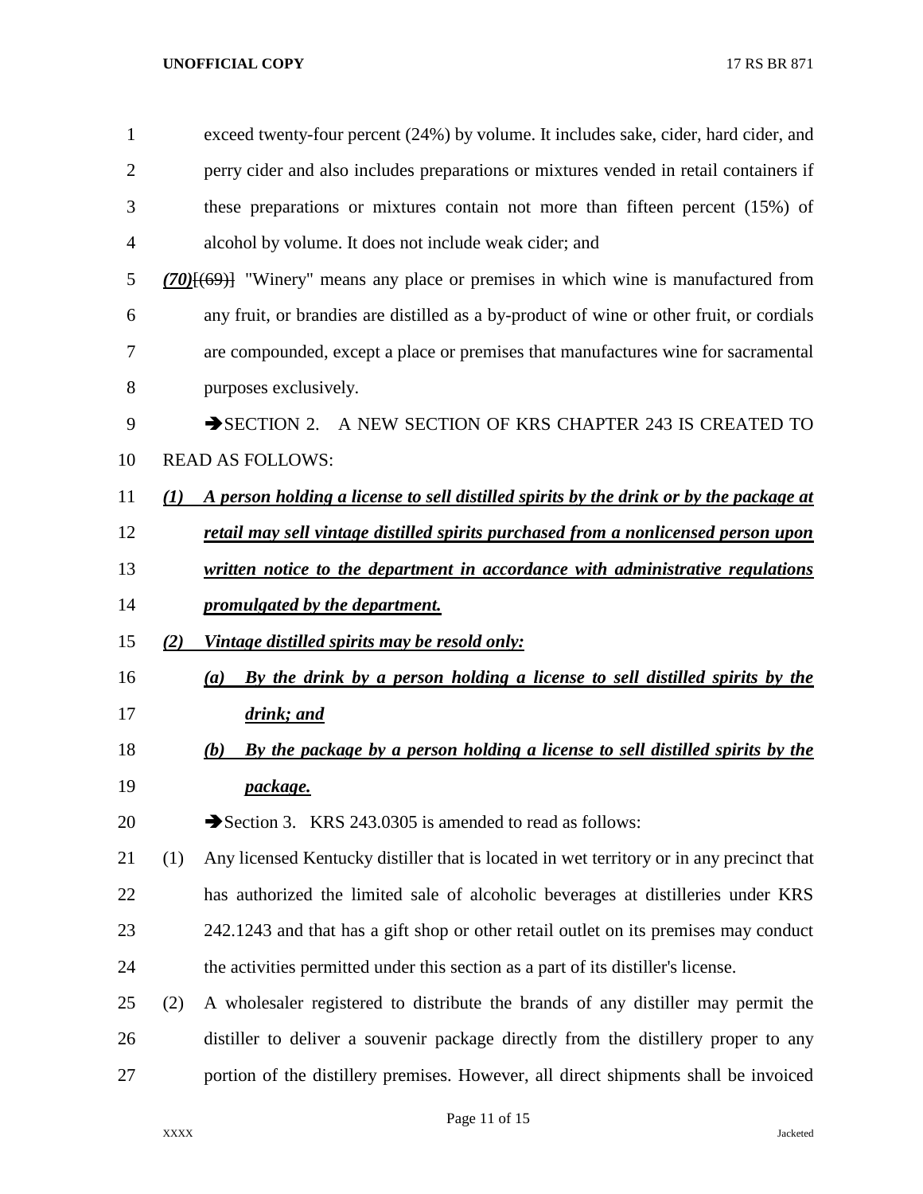exceed twenty-four percent (24%) by volume. It includes sake, cider, hard cider, and perry cider and also includes preparations or mixtures vended in retail containers if these preparations or mixtures contain not more than fifteen percent (15%) of alcohol by volume. It does not include weak cider; and

***(70)***~~[(69)]~~ "Winery" means any place or premises in which wine is manufactured from any fruit, or brandies are distilled as a by-product of wine or other fruit, or cordials are compounded, except a place or premises that manufactures wine for sacramental purposes exclusively.

➔SECTION 2. A NEW SECTION OF KRS CHAPTER 243 IS CREATED TO READ AS FOLLOWS:

***(1) A person holding a license to sell distilled spirits by the drink or by the package at retail may sell vintage distilled spirits purchased from a nonlicensed person upon written notice to the department in accordance with administrative regulations promulgated by the department.***

***(2) Vintage distilled spirits may be resold only:***

***(a) By the drink by a person holding a license to sell distilled spirits by the drink; and***

***(b) By the package by a person holding a license to sell distilled spirits by the package.***

➔Section 3. KRS 243.0305 is amended to read as follows:

(1) Any licensed Kentucky distiller that is located in wet territory or in any precinct that has authorized the limited sale of alcoholic beverages at distilleries under KRS 242.1243 and that has a gift shop or other retail outlet on its premises may conduct the activities permitted under this section as a part of its distiller's license.

(2) A wholesaler registered to distribute the brands of any distiller may permit the distiller to deliver a souvenir package directly from the distillery proper to any portion of the distillery premises. However, all direct shipments shall be invoiced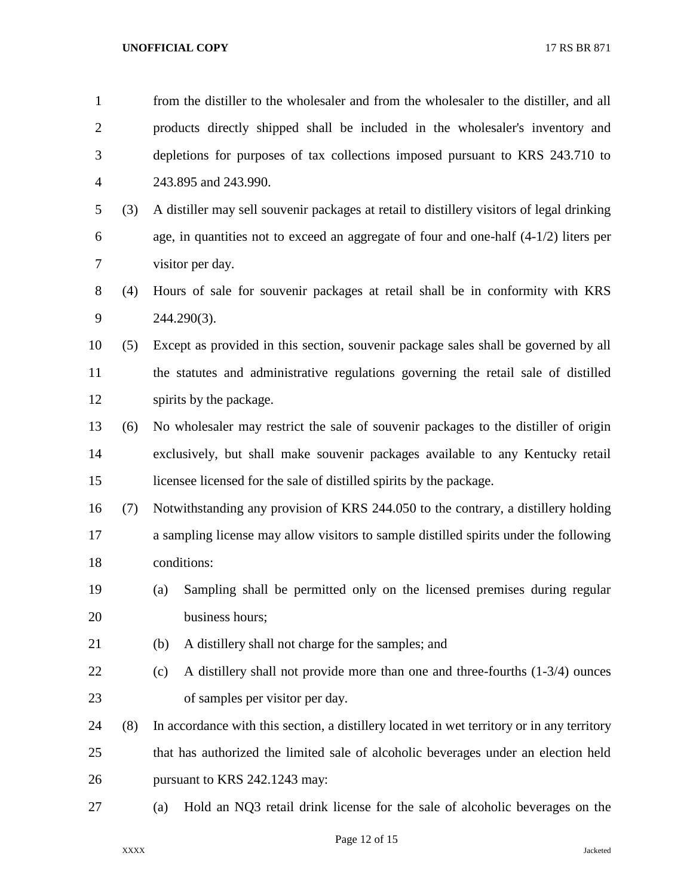from the distiller to the wholesaler and from the wholesaler to the distiller, and all products directly shipped shall be included in the wholesaler's inventory and depletions for purposes of tax collections imposed pursuant to KRS 243.710 to 243.895 and 243.990.

(3) A distiller may sell souvenir packages at retail to distillery visitors of legal drinking age, in quantities not to exceed an aggregate of four and one-half (4-1/2) liters per visitor per day.

(4) Hours of sale for souvenir packages at retail shall be in conformity with KRS 244.290(3).

(5) Except as provided in this section, souvenir package sales shall be governed by all the statutes and administrative regulations governing the retail sale of distilled spirits by the package.

(6) No wholesaler may restrict the sale of souvenir packages to the distiller of origin exclusively, but shall make souvenir packages available to any Kentucky retail licensee licensed for the sale of distilled spirits by the package.

(7) Notwithstanding any provision of KRS 244.050 to the contrary, a distillery holding a sampling license may allow visitors to sample distilled spirits under the following conditions:

(a) Sampling shall be permitted only on the licensed premises during regular business hours;

(b) A distillery shall not charge for the samples; and

(c) A distillery shall not provide more than one and three-fourths (1-3/4) ounces of samples per visitor per day.

(8) In accordance with this section, a distillery located in wet territory or in any territory that has authorized the limited sale of alcoholic beverages under an election held pursuant to KRS 242.1243 may:

(a) Hold an NQ3 retail drink license for the sale of alcoholic beverages on the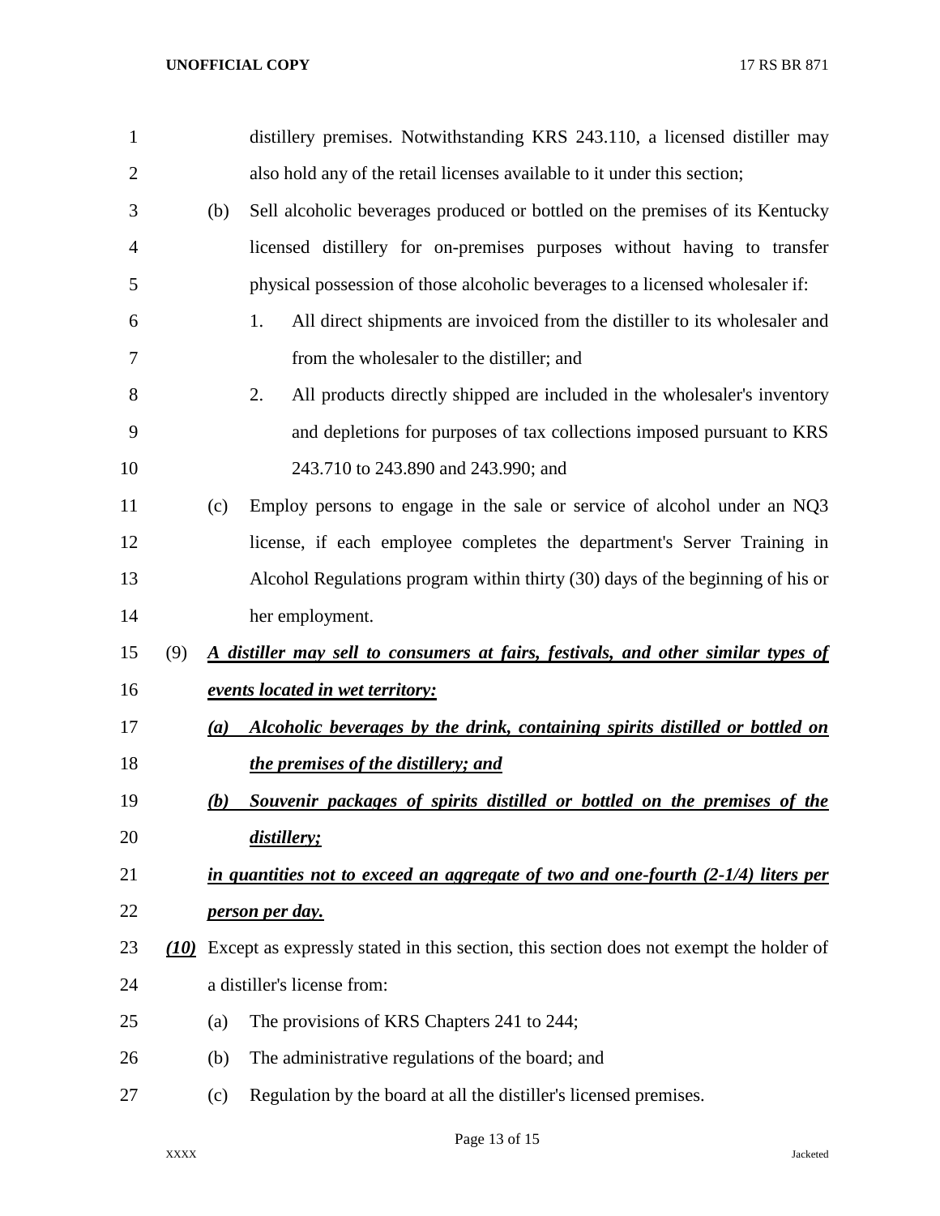distillery premises. Notwithstanding KRS 243.110, a licensed distiller may also hold any of the retail licenses available to it under this section;

(b) Sell alcoholic beverages produced or bottled on the premises of its Kentucky licensed distillery for on-premises purposes without having to transfer physical possession of those alcoholic beverages to a licensed wholesaler if:

1. All direct shipments are invoiced from the distiller to its wholesaler and from the wholesaler to the distiller; and
2. All products directly shipped are included in the wholesaler's inventory and depletions for purposes of tax collections imposed pursuant to KRS 243.710 to 243.890 and 243.990; and

(c) Employ persons to engage in the sale or service of alcohol under an NQ3 license, if each employee completes the department's Server Training in Alcohol Regulations program within thirty (30) days of the beginning of his or her employment.

(9) ***A distiller may sell to consumers at fairs, festivals, and other similar types of events located in wet territory:***

***(a) Alcoholic beverages by the drink, containing spirits distilled or bottled on the premises of the distillery; and***

***(b) Souvenir packages of spirits distilled or bottled on the premises of the distillery;***

***in quantities not to exceed an aggregate of two and one-fourth (2-1/4) liters per person per day.***

***(10)*** Except as expressly stated in this section, this section does not exempt the holder of a distiller's license from:

(a) The provisions of KRS Chapters 241 to 244;

(b) The administrative regulations of the board; and

(c) Regulation by the board at all the distiller's licensed premises.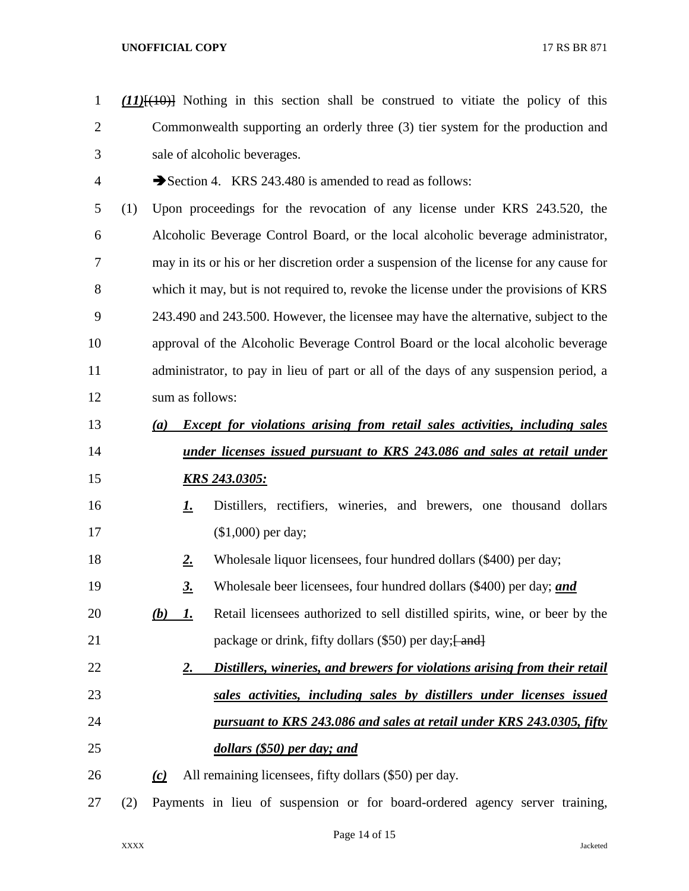***(11)***~~[(10)]~~ Nothing in this section shall be construed to vitiate the policy of this Commonwealth supporting an orderly three (3) tier system for the production and sale of alcoholic beverages.

➔Section 4. KRS 243.480 is amended to read as follows:

(1) Upon proceedings for the revocation of any license under KRS 243.520, the Alcoholic Beverage Control Board, or the local alcoholic beverage administrator, may in its or his or her discretion order a suspension of the license for any cause for which it may, but is not required to, revoke the license under the provisions of KRS 243.490 and 243.500. However, the licensee may have the alternative, subject to the approval of the Alcoholic Beverage Control Board or the local alcoholic beverage administrator, to pay in lieu of part or all of the days of any suspension period, a sum as follows:

***(a) Except for violations arising from retail sales activities, including sales under licenses issued pursuant to KRS 243.086 and sales at retail under KRS 243.0305:***

***1.*** Distillers, rectifiers, wineries, and brewers, one thousand dollars ($1,000) per day;

***2.*** Wholesale liquor licensees, four hundred dollars ($400) per day;

***3.*** Wholesale beer licensees, four hundred dollars ($400) per day; ***and***

***(b) 1.*** Retail licensees authorized to sell distilled spirits, wine, or beer by the package or drink, fifty dollars ($50) per day;~~[ and]~~

***2. Distillers, wineries, and brewers for violations arising from their retail sales activities, including sales by distillers under licenses issued pursuant to KRS 243.086 and sales at retail under KRS 243.0305, fifty dollars ($50) per day; and***

***(c)*** All remaining licensees, fifty dollars ($50) per day.

(2) Payments in lieu of suspension or for board-ordered agency server training,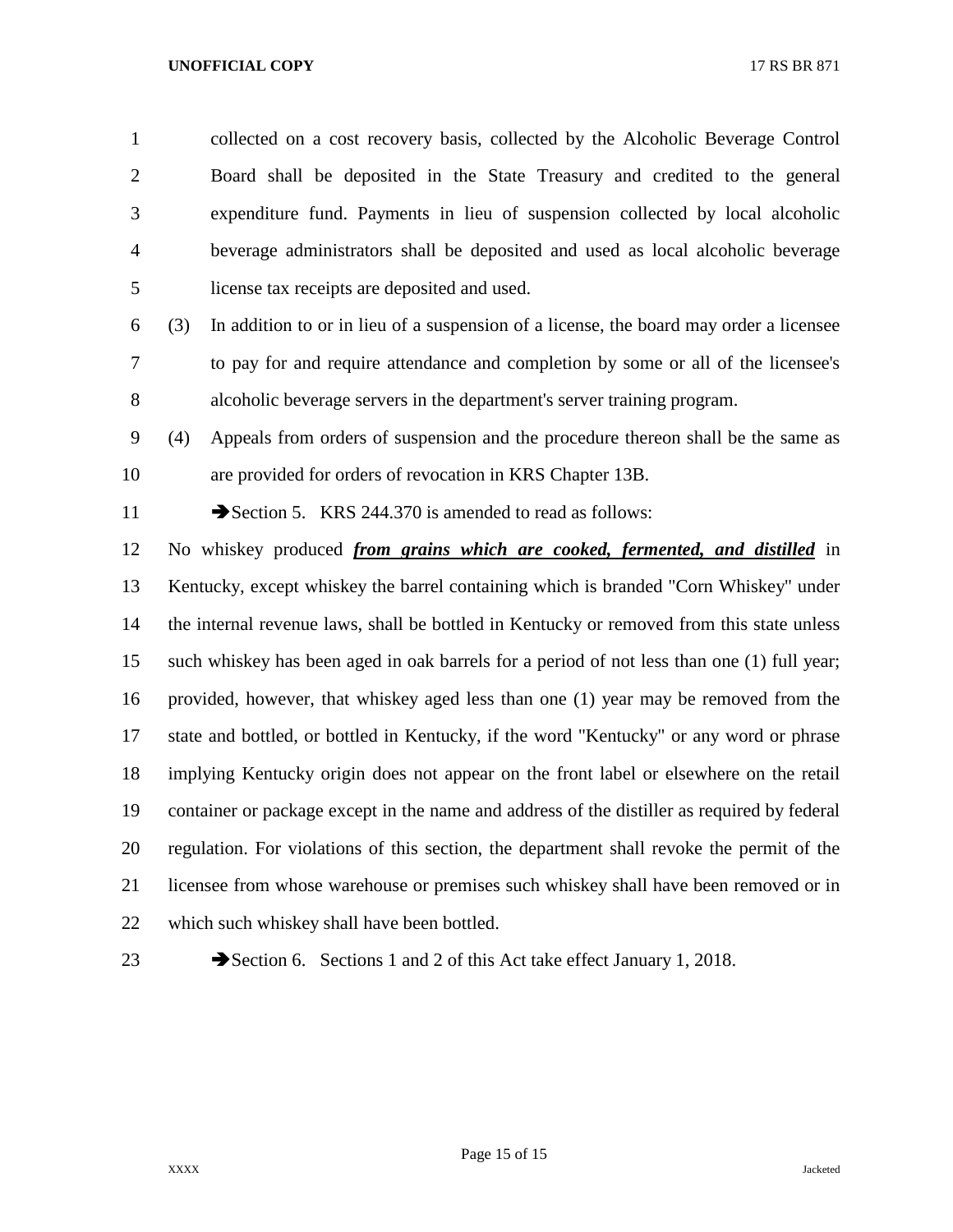collected on a cost recovery basis, collected by the Alcoholic Beverage Control Board shall be deposited in the State Treasury and credited to the general expenditure fund. Payments in lieu of suspension collected by local alcoholic beverage administrators shall be deposited and used as local alcoholic beverage license tax receipts are deposited and used.

(3) In addition to or in lieu of a suspension of a license, the board may order a licensee to pay for and require attendance and completion by some or all of the licensee's alcoholic beverage servers in the department's server training program.

(4) Appeals from orders of suspension and the procedure thereon shall be the same as are provided for orders of revocation in KRS Chapter 13B.

➔Section 5. KRS 244.370 is amended to read as follows:

No whiskey produced ***from grains which are cooked, fermented, and distilled*** in Kentucky, except whiskey the barrel containing which is branded "Corn Whiskey" under the internal revenue laws, shall be bottled in Kentucky or removed from this state unless such whiskey has been aged in oak barrels for a period of not less than one (1) full year; provided, however, that whiskey aged less than one (1) year may be removed from the state and bottled, or bottled in Kentucky, if the word "Kentucky" or any word or phrase implying Kentucky origin does not appear on the front label or elsewhere on the retail container or package except in the name and address of the distiller as required by federal regulation. For violations of this section, the department shall revoke the permit of the licensee from whose warehouse or premises such whiskey shall have been removed or in which such whiskey shall have been bottled.

➔Section 6. Sections 1 and 2 of this Act take effect January 1, 2018.